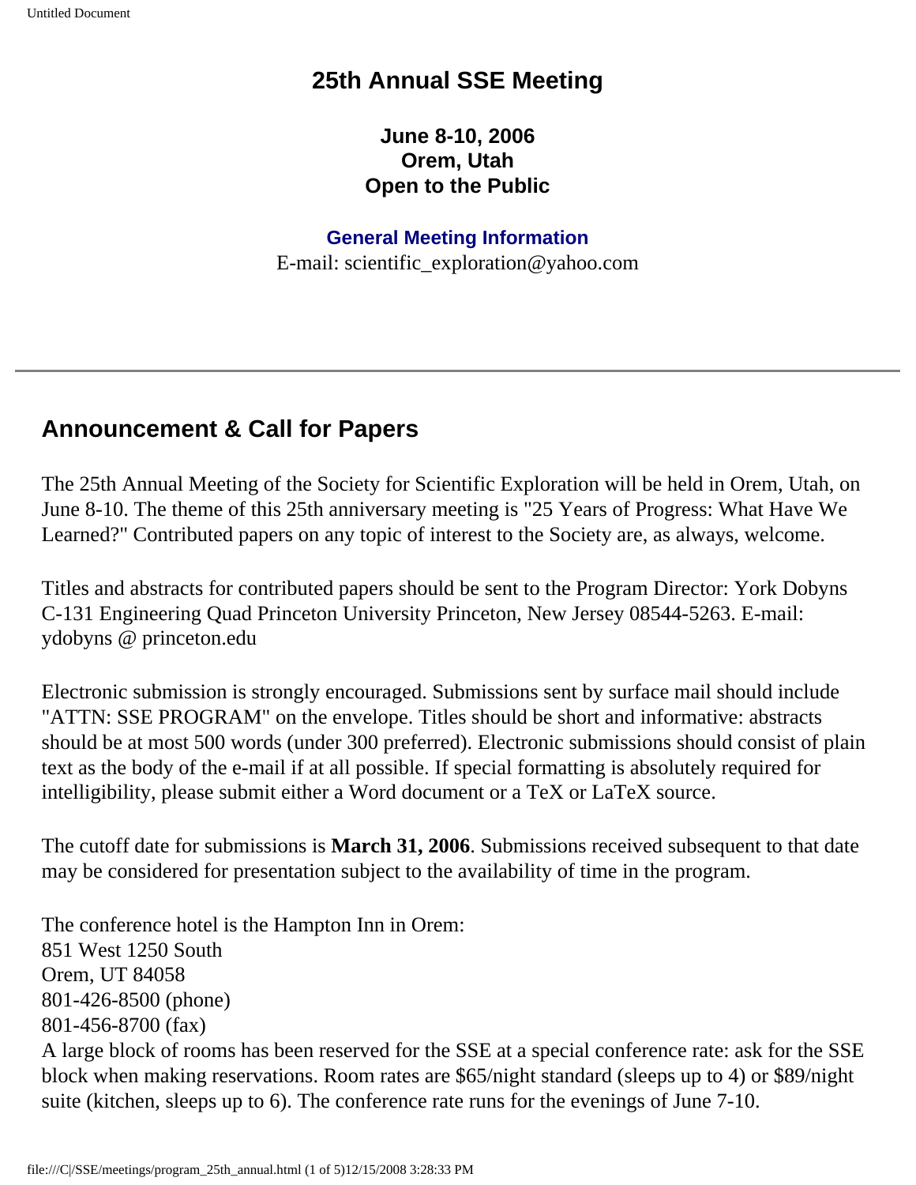# 25th Annual SSE Meeting

**June 8-10, 2006**
**Orem, Utah**
**Open to the Public**

**General Meeting Information**
E-mail: scientific_exploration@yahoo.com

---

## Announcement & Call for Papers

The 25th Annual Meeting of the Society for Scientific Exploration will be held in Orem, Utah, on June 8-10. The theme of this 25th anniversary meeting is "25 Years of Progress: What Have We Learned?" Contributed papers on any topic of interest to the Society are, as always, welcome.

Titles and abstracts for contributed papers should be sent to the Program Director: York Dobyns C-131 Engineering Quad Princeton University Princeton, New Jersey 08544-5263. E-mail: ydobyns @ princeton.edu

Electronic submission is strongly encouraged. Submissions sent by surface mail should include "ATTN: SSE PROGRAM" on the envelope. Titles should be short and informative: abstracts should be at most 500 words (under 300 preferred). Electronic submissions should consist of plain text as the body of the e-mail if at all possible. If special formatting is absolutely required for intelligibility, please submit either a Word document or a TeX or LaTeX source.

The cutoff date for submissions is **March 31, 2006**. Submissions received subsequent to that date may be considered for presentation subject to the availability of time in the program.

The conference hotel is the Hampton Inn in Orem:
851 West 1250 South
Orem, UT 84058
801-426-8500 (phone)
801-456-8700 (fax)
A large block of rooms has been reserved for the SSE at a special conference rate: ask for the SSE block when making reservations. Room rates are $65/night standard (sleeps up to 4) or $89/night suite (kitchen, sleeps up to 6). The conference rate runs for the evenings of June 7-10.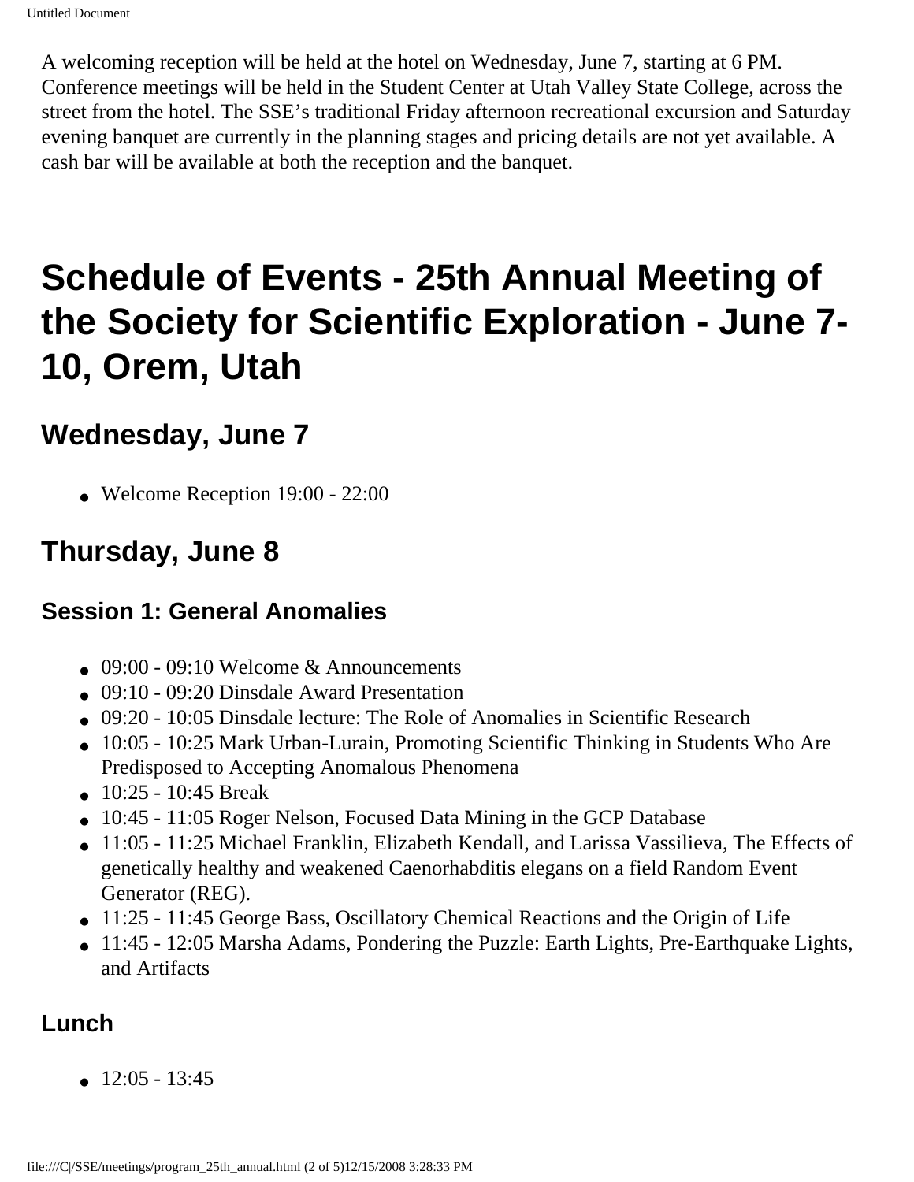A welcoming reception will be held at the hotel on Wednesday, June 7, starting at 6 PM. Conference meetings will be held in the Student Center at Utah Valley State College, across the street from the hotel. The SSE's traditional Friday afternoon recreational excursion and Saturday evening banquet are currently in the planning stages and pricing details are not yet available. A cash bar will be available at both the reception and the banquet.

# Schedule of Events - 25th Annual Meeting of the Society for Scientific Exploration - June 7-10, Orem, Utah

## Wednesday, June 7

- Welcome Reception 19:00 - 22:00

## Thursday, June 8

### Session 1: General Anomalies

- 09:00 - 09:10 Welcome & Announcements
- 09:10 - 09:20 Dinsdale Award Presentation
- 09:20 - 10:05 Dinsdale lecture: The Role of Anomalies in Scientific Research
- 10:05 - 10:25 Mark Urban-Lurain, Promoting Scientific Thinking in Students Who Are Predisposed to Accepting Anomalous Phenomena
- 10:25 - 10:45 Break
- 10:45 - 11:05 Roger Nelson, Focused Data Mining in the GCP Database
- 11:05 - 11:25 Michael Franklin, Elizabeth Kendall, and Larissa Vassilieva, The Effects of genetically healthy and weakened Caenorhabditis elegans on a field Random Event Generator (REG).
- 11:25 - 11:45 George Bass, Oscillatory Chemical Reactions and the Origin of Life
- 11:45 - 12:05 Marsha Adams, Pondering the Puzzle: Earth Lights, Pre-Earthquake Lights, and Artifacts

### Lunch

- 12:05 - 13:45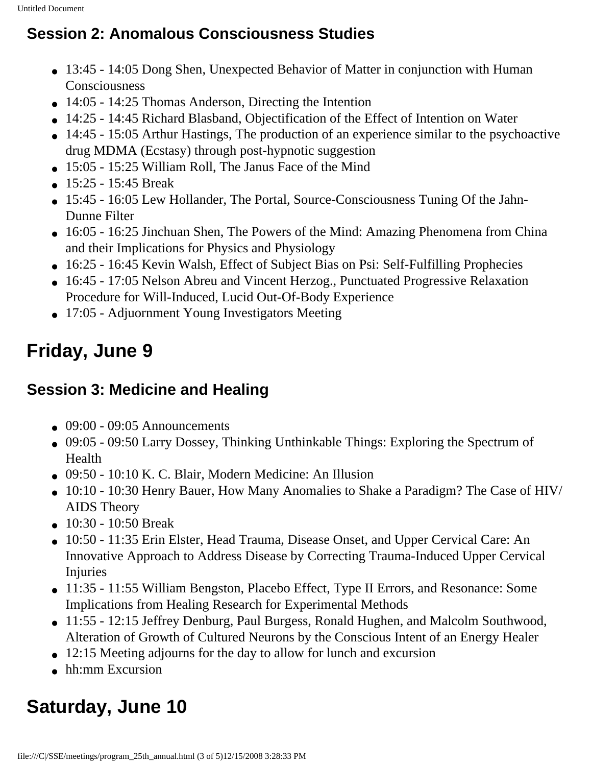### Session 2: Anomalous Consciousness Studies

- 13:45 - 14:05 Dong Shen, Unexpected Behavior of Matter in conjunction with Human Consciousness
- 14:05 - 14:25 Thomas Anderson, Directing the Intention
- 14:25 - 14:45 Richard Blasband, Objectification of the Effect of Intention on Water
- 14:45 - 15:05 Arthur Hastings, The production of an experience similar to the psychoactive drug MDMA (Ecstasy) through post-hypnotic suggestion
- 15:05 - 15:25 William Roll, The Janus Face of the Mind
- 15:25 - 15:45 Break
- 15:45 - 16:05 Lew Hollander, The Portal, Source-Consciousness Tuning Of the Jahn-Dunne Filter
- 16:05 - 16:25 Jinchuan Shen, The Powers of the Mind: Amazing Phenomena from China and their Implications for Physics and Physiology
- 16:25 - 16:45 Kevin Walsh, Effect of Subject Bias on Psi: Self-Fulfilling Prophecies
- 16:45 - 17:05 Nelson Abreu and Vincent Herzog., Punctuated Progressive Relaxation Procedure for Will-Induced, Lucid Out-Of-Body Experience
- 17:05 - Adjuornment Young Investigators Meeting

## Friday, June 9

### Session 3: Medicine and Healing

- 09:00 - 09:05 Announcements
- 09:05 - 09:50 Larry Dossey, Thinking Unthinkable Things: Exploring the Spectrum of Health
- 09:50 - 10:10 K. C. Blair, Modern Medicine: An Illusion
- 10:10 - 10:30 Henry Bauer, How Many Anomalies to Shake a Paradigm? The Case of HIV/AIDS Theory
- 10:30 - 10:50 Break
- 10:50 - 11:35 Erin Elster, Head Trauma, Disease Onset, and Upper Cervical Care: An Innovative Approach to Address Disease by Correcting Trauma-Induced Upper Cervical Injuries
- 11:35 - 11:55 William Bengston, Placebo Effect, Type II Errors, and Resonance: Some Implications from Healing Research for Experimental Methods
- 11:55 - 12:15 Jeffrey Denburg, Paul Burgess, Ronald Hughen, and Malcolm Southwood, Alteration of Growth of Cultured Neurons by the Conscious Intent of an Energy Healer
- 12:15 Meeting adjourns for the day to allow for lunch and excursion
- hh:mm Excursion

## Saturday, June 10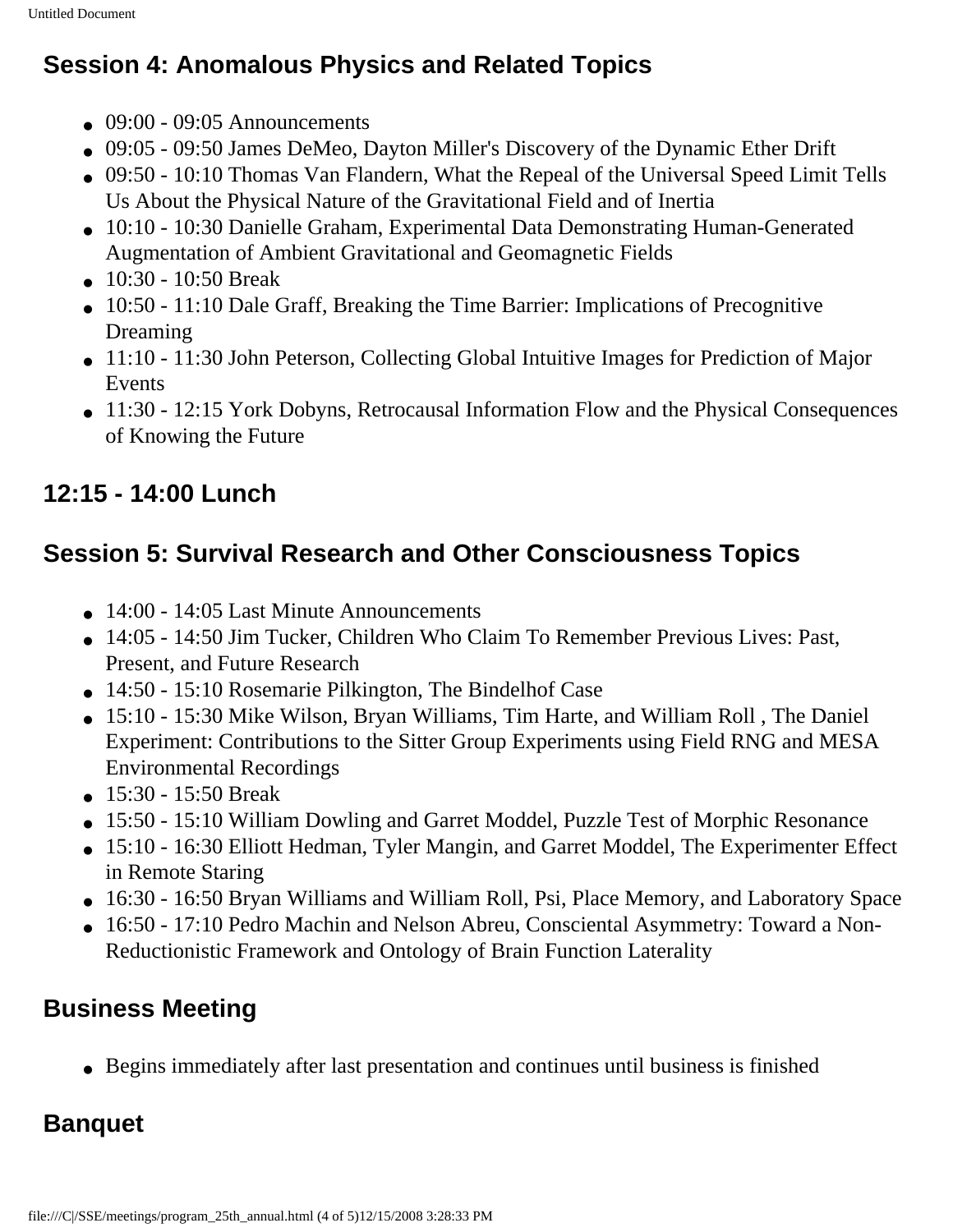## Session 4: Anomalous Physics and Related Topics

- 09:00 - 09:05 Announcements
- 09:05 - 09:50 James DeMeo, Dayton Miller's Discovery of the Dynamic Ether Drift
- 09:50 - 10:10 Thomas Van Flandern, What the Repeal of the Universal Speed Limit Tells Us About the Physical Nature of the Gravitational Field and of Inertia
- 10:10 - 10:30 Danielle Graham, Experimental Data Demonstrating Human-Generated Augmentation of Ambient Gravitational and Geomagnetic Fields
- 10:30 - 10:50 Break
- 10:50 - 11:10 Dale Graff, Breaking the Time Barrier: Implications of Precognitive Dreaming
- 11:10 - 11:30 John Peterson, Collecting Global Intuitive Images for Prediction of Major Events
- 11:30 - 12:15 York Dobyns, Retrocausal Information Flow and the Physical Consequences of Knowing the Future

## 12:15 - 14:00 Lunch

## Session 5: Survival Research and Other Consciousness Topics

- 14:00 - 14:05 Last Minute Announcements
- 14:05 - 14:50 Jim Tucker, Children Who Claim To Remember Previous Lives: Past, Present, and Future Research
- 14:50 - 15:10 Rosemarie Pilkington, The Bindelhof Case
- 15:10 - 15:30 Mike Wilson, Bryan Williams, Tim Harte, and William Roll , The Daniel Experiment: Contributions to the Sitter Group Experiments using Field RNG and MESA Environmental Recordings
- 15:30 - 15:50 Break
- 15:50 - 15:10 William Dowling and Garret Moddel, Puzzle Test of Morphic Resonance
- 15:10 - 16:30 Elliott Hedman, Tyler Mangin, and Garret Moddel, The Experimenter Effect in Remote Staring
- 16:30 - 16:50 Bryan Williams and William Roll, Psi, Place Memory, and Laboratory Space
- 16:50 - 17:10 Pedro Machin and Nelson Abreu, Consciental Asymmetry: Toward a Non-Reductionistic Framework and Ontology of Brain Function Laterality

## Business Meeting

- Begins immediately after last presentation and continues until business is finished

## Banquet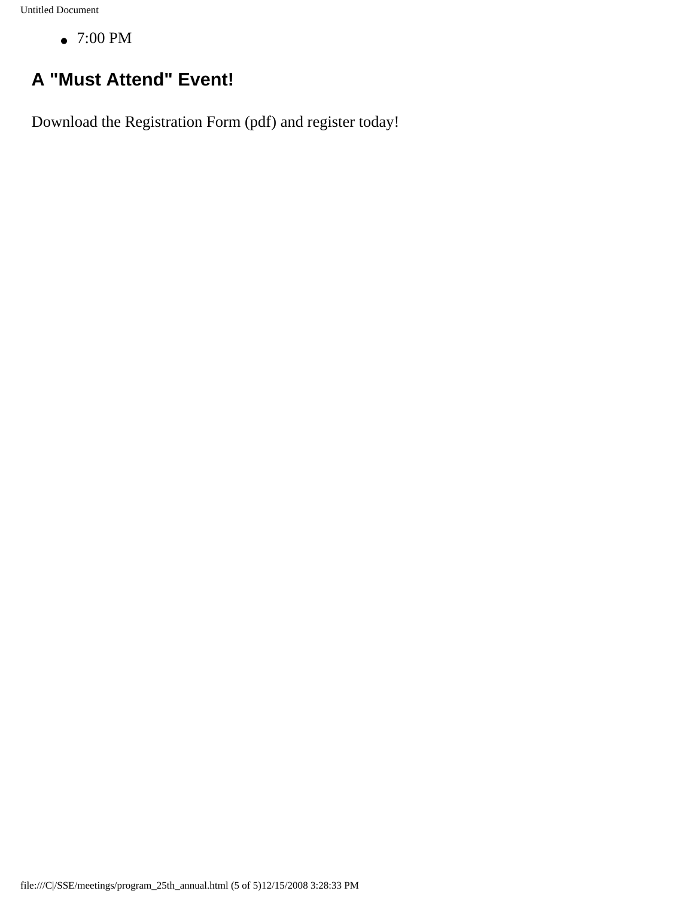- 7:00 PM

## A "Must Attend" Event!

Download the Registration Form (pdf) and register today!